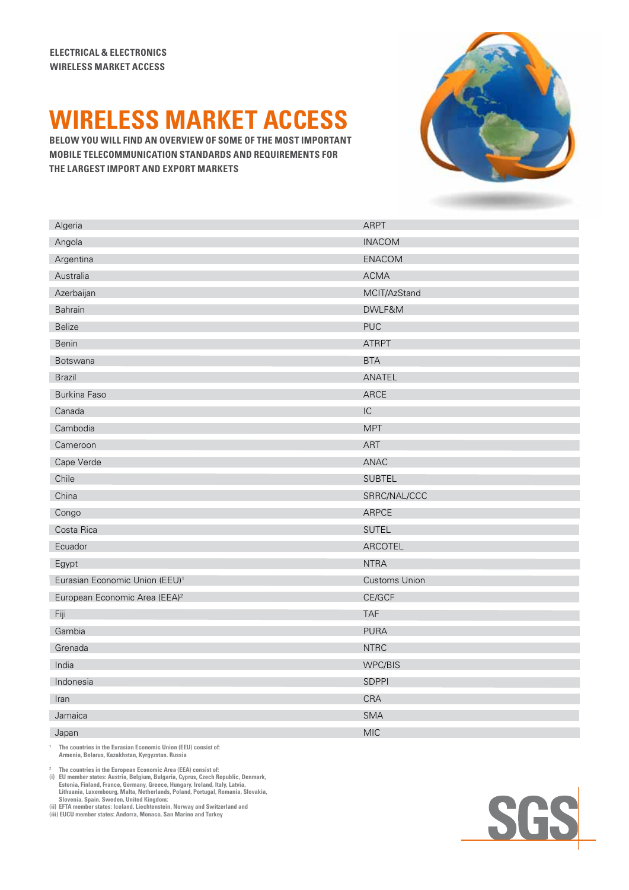ELECTRICAL & ELECTRONICS
WIRELESS MARKET ACCESS

# WIRELESS MARKET ACCESS

**BELOW YOU WILL FIND AN OVERVIEW OF SOME OF THE MOST IMPORTANT MOBILE TELECOMMUNICATION STANDARDS AND REQUIREMENTS FOR THE LARGEST IMPORT AND EXPORT MARKETS**

| Country | Authority |
|---|---|
| Algeria | ARPT |
| Angola | INACOM |
| Argentina | ENACOM |
| Australia | ACMA |
| Azerbaijan | MCIT/AzStand |
| Bahrain | DWLF&M |
| Belize | PUC |
| Benin | ATRPT |
| Botswana | BTA |
| Brazil | ANATEL |
| Burkina Faso | ARCE |
| Canada | IC |
| Cambodia | MPT |
| Cameroon | ART |
| Cape Verde | ANAC |
| Chile | SUBTEL |
| China | SRRC/NAL/CCC |
| Congo | ARPCE |
| Costa Rica | SUTEL |
| Ecuador | ARCOTEL |
| Egypt | NTRA |
| Eurasian Economic Union (EEU)[1] | Customs Union |
| European Economic Area (EEA)[2] | CE/GCF |
| Fiji | TAF |
| Gambia | PURA |
| Grenada | NTRC |
| India | WPC/BIS |
| Indonesia | SDPPI |
| Iran | CRA |
| Jamaica | SMA |
| Japan | MIC |

[1] The countries in the Eurasian Economic Union (EEU) consist of: Armenia, Belarus, Kazakhstan, Kyrgyzstan. Russia

[2] The countries in the European Economic Area (EEA) consist of:
(i) EU member states: Austria, Belgium, Bulgaria, Cyprus, Czech Republic, Denmark, Estonia, Finland, France, Germany, Greece, Hungary, Ireland, Italy, Latvia, Lithuania, Luxembourg, Malta, Netherlands, Poland, Portugal, Romania, Slovakia, Slovenia, Spain, Sweden, United Kingdom;
(ii) EFTA member states: Iceland, Liechtenstein, Norway and Switzerland and
(iii) EUCU member states: Andorra, Monaco, San Marino and Turkey

SGS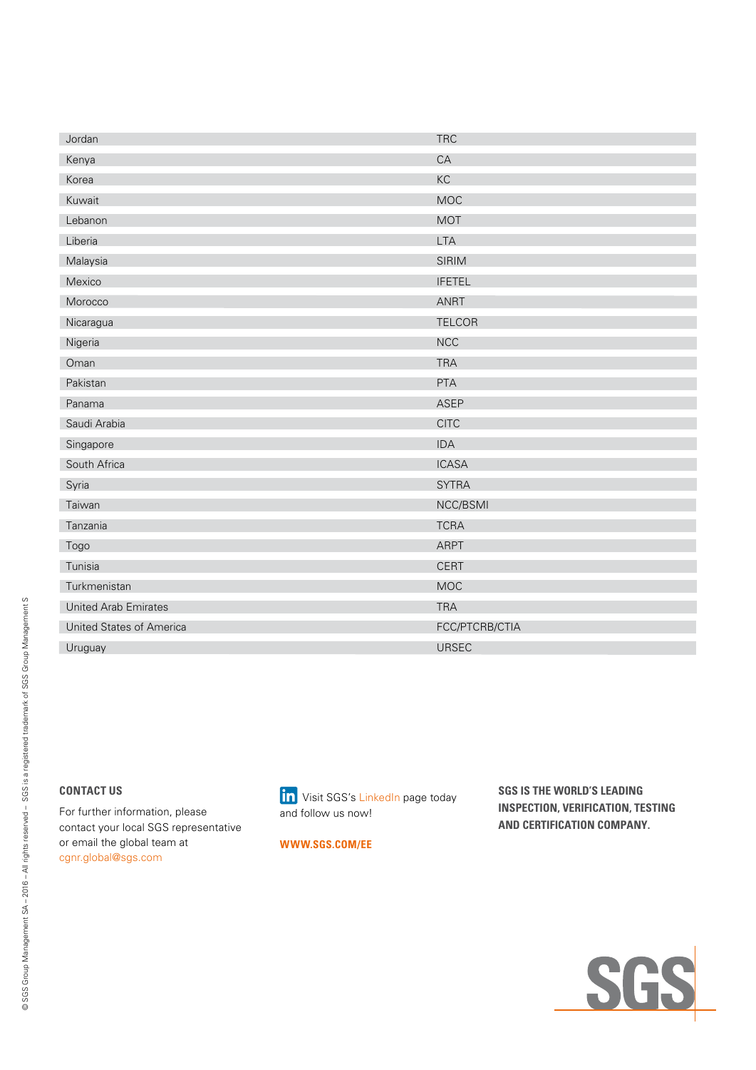| | |
|---|---|
| Jordan | TRC |
| Kenya | CA |
| Korea | KC |
| Kuwait | MOC |
| Lebanon | MOT |
| Liberia | LTA |
| Malaysia | SIRIM |
| Mexico | IFETEL |
| Morocco | ANRT |
| Nicaragua | TELCOR |
| Nigeria | NCC |
| Oman | TRA |
| Pakistan | PTA |
| Panama | ASEP |
| Saudi Arabia | CITC |
| Singapore | IDA |
| South Africa | ICASA |
| Syria | SYTRA |
| Taiwan | NCC/BSMI |
| Tanzania | TCRA |
| Togo | ARPT |
| Tunisia | CERT |
| Turkmenistan | MOC |
| United Arab Emirates | TRA |
| United States of America | FCC/PTCRB/CTIA |
| Uruguay | URSEC |

**CONTACT US**

For further information, please contact your local SGS representative or email the global team at cgnr.global@sgs.com

Visit SGS's LinkedIn page today and follow us now!

**WWW.SGS.COM/EE**

**SGS IS THE WORLD'S LEADING INSPECTION, VERIFICATION, TESTING AND CERTIFICATION COMPANY.**

© SGS Group Management SA – 2016 – All rights reserved – SGS is a registered trademark of SGS Group Management SA

SGS